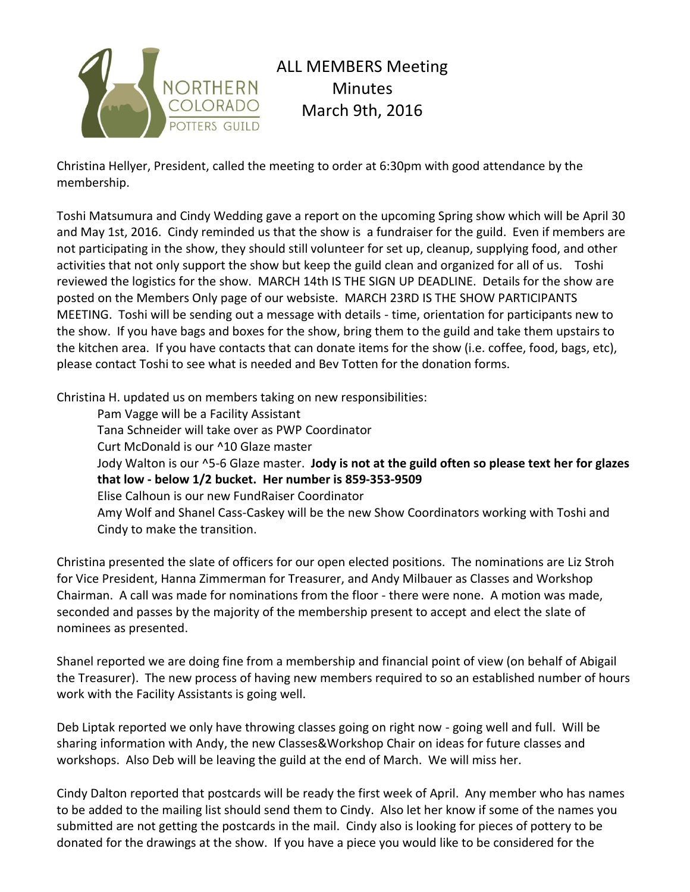# ALL MEMBERS Meeting Minutes March 9th, 2016

Christina Hellyer, President, called the meeting to order at 6:30pm with good attendance by the membership.

Toshi Matsumura and Cindy Wedding gave a report on the upcoming Spring show which will be April 30 and May 1st, 2016. Cindy reminded us that the show is a fundraiser for the guild. Even if members are not participating in the show, they should still volunteer for set up, cleanup, supplying food, and other activities that not only support the show but keep the guild clean and organized for all of us. Toshi reviewed the logistics for the show. MARCH 14th IS THE SIGN UP DEADLINE. Details for the show are posted on the Members Only page of our websiste. MARCH 23RD IS THE SHOW PARTICIPANTS MEETING. Toshi will be sending out a message with details - time, orientation for participants new to the show. If you have bags and boxes for the show, bring them to the guild and take them upstairs to the kitchen area. If you have contacts that can donate items for the show (i.e. coffee, food, bags, etc), please contact Toshi to see what is needed and Bev Totten for the donation forms.

Christina H. updated us on members taking on new responsibilities:

Pam Vagge will be a Facility Assistant
Tana Schneider will take over as PWP Coordinator
Curt McDonald is our ^10 Glaze master
Jody Walton is our ^5-6 Glaze master. **Jody is not at the guild often so please text her for glazes that low - below 1/2 bucket. Her number is 859-353-9509**
Elise Calhoun is our new FundRaiser Coordinator
Amy Wolf and Shanel Cass-Caskey will be the new Show Coordinators working with Toshi and Cindy to make the transition.

Christina presented the slate of officers for our open elected positions. The nominations are Liz Stroh for Vice President, Hanna Zimmerman for Treasurer, and Andy Milbauer as Classes and Workshop Chairman. A call was made for nominations from the floor - there were none. A motion was made, seconded and passes by the majority of the membership present to accept and elect the slate of nominees as presented.

Shanel reported we are doing fine from a membership and financial point of view (on behalf of Abigail the Treasurer). The new process of having new members required to so an established number of hours work with the Facility Assistants is going well.

Deb Liptak reported we only have throwing classes going on right now - going well and full. Will be sharing information with Andy, the new Classes&Workshop Chair on ideas for future classes and workshops. Also Deb will be leaving the guild at the end of March. We will miss her.

Cindy Dalton reported that postcards will be ready the first week of April. Any member who has names to be added to the mailing list should send them to Cindy. Also let her know if some of the names you submitted are not getting the postcards in the mail. Cindy also is looking for pieces of pottery to be donated for the drawings at the show. If you have a piece you would like to be considered for the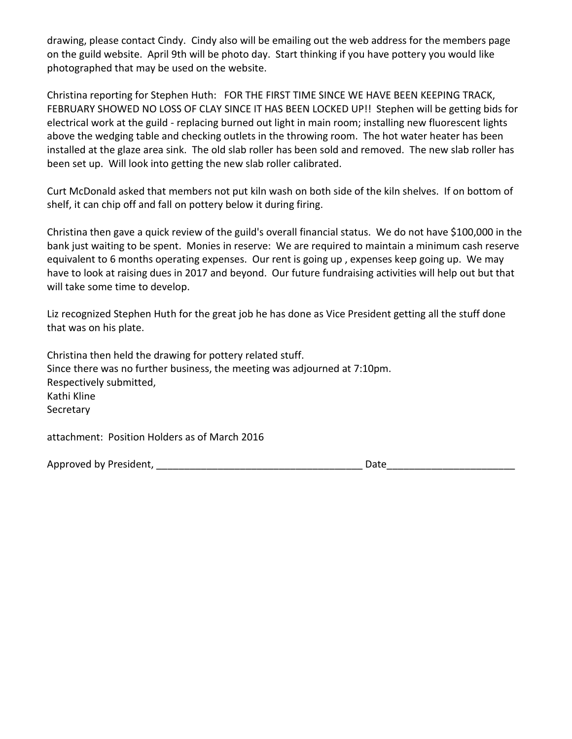drawing, please contact Cindy. Cindy also will be emailing out the web address for the members page on the guild website. April 9th will be photo day. Start thinking if you have pottery you would like photographed that may be used on the website.

Christina reporting for Stephen Huth: FOR THE FIRST TIME SINCE WE HAVE BEEN KEEPING TRACK, FEBRUARY SHOWED NO LOSS OF CLAY SINCE IT HAS BEEN LOCKED UP!! Stephen will be getting bids for electrical work at the guild - replacing burned out light in main room; installing new fluorescent lights above the wedging table and checking outlets in the throwing room. The hot water heater has been installed at the glaze area sink. The old slab roller has been sold and removed. The new slab roller has been set up. Will look into getting the new slab roller calibrated.

Curt McDonald asked that members not put kiln wash on both side of the kiln shelves. If on bottom of shelf, it can chip off and fall on pottery below it during firing.

Christina then gave a quick review of the guild's overall financial status. We do not have $100,000 in the bank just waiting to be spent. Monies in reserve: We are required to maintain a minimum cash reserve equivalent to 6 months operating expenses. Our rent is going up , expenses keep going up. We may have to look at raising dues in 2017 and beyond. Our future fundraising activities will help out but that will take some time to develop.

Liz recognized Stephen Huth for the great job he has done as Vice President getting all the stuff done that was on his plate.

Christina then held the drawing for pottery related stuff.
Since there was no further business, the meeting was adjourned at 7:10pm.
Respectively submitted,
Kathi Kline
Secretary

attachment: Position Holders as of March 2016

Approved by President, ____________________________________ Date______________________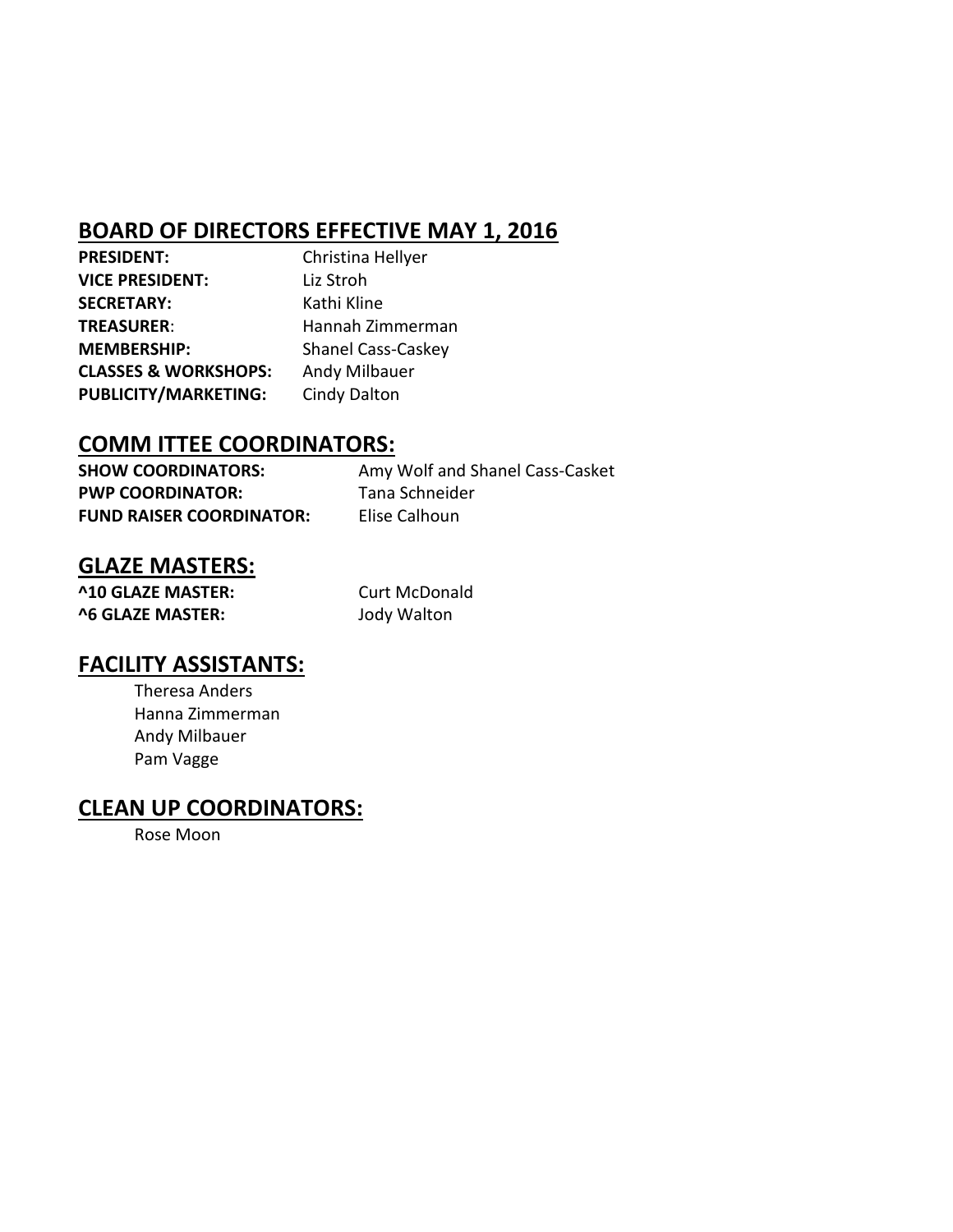## BOARD OF DIRECTORS EFFECTIVE MAY 1, 2016

| | |
|---|---|
| **PRESIDENT:** | Christina Hellyer |
| **VICE PRESIDENT:** | Liz Stroh |
| **SECRETARY:** | Kathi Kline |
| **TREASURER**: | Hannah Zimmerman |
| **MEMBERSHIP:** | Shanel Cass-Caskey |
| **CLASSES & WORKSHOPS:** | Andy Milbauer |
| **PUBLICITY/MARKETING:** | Cindy Dalton |

## COMM ITTEE COORDINATORS:

| | |
|---|---|
| **SHOW COORDINATORS:** | Amy Wolf and Shanel Cass-Casket |
| **PWP COORDINATOR:** | Tana Schneider |
| **FUND RAISER COORDINATOR:** | Elise Calhoun |

## GLAZE MASTERS:

| | |
|---|---|
| **^10 GLAZE MASTER:** | Curt McDonald |
| **^6 GLAZE MASTER:** | Jody Walton |

## FACILITY ASSISTANTS:

Theresa Anders
Hanna Zimmerman
Andy Milbauer
Pam Vagge

## CLEAN UP COORDINATORS:

Rose Moon